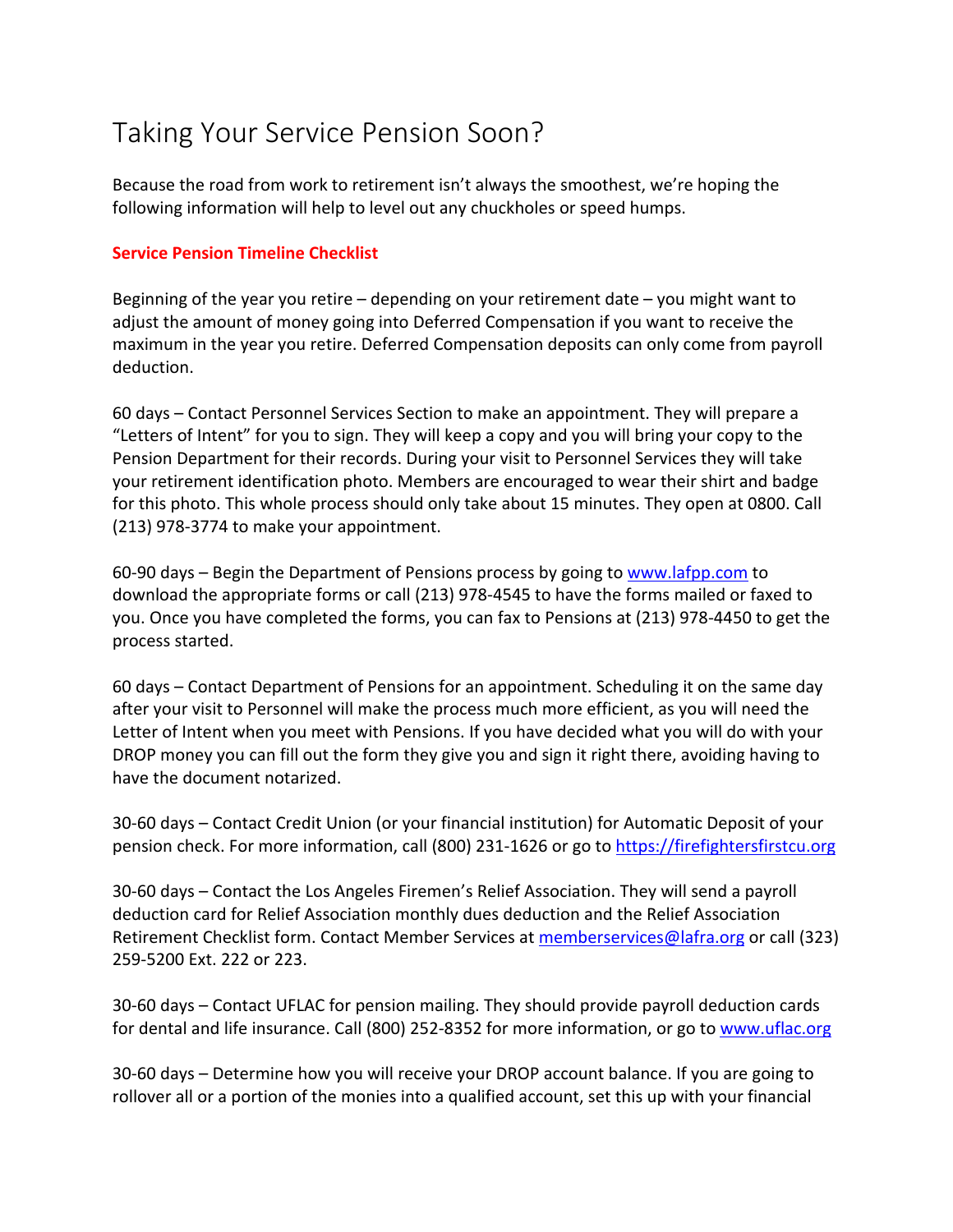# Taking Your Service Pension Soon?

Because the road from work to retirement isn't always the smoothest, we're hoping the following information will help to level out any chuckholes or speed humps.

**Service Pension Timeline Checklist**

Beginning of the year you retire – depending on your retirement date – you might want to adjust the amount of money going into Deferred Compensation if you want to receive the maximum in the year you retire. Deferred Compensation deposits can only come from payroll deduction.

60 days – Contact Personnel Services Section to make an appointment. They will prepare a "Letters of Intent" for you to sign. They will keep a copy and you will bring your copy to the Pension Department for their records. During your visit to Personnel Services they will take your retirement identification photo. Members are encouraged to wear their shirt and badge for this photo. This whole process should only take about 15 minutes. They open at 0800. Call (213) 978-3774 to make your appointment.

60-90 days – Begin the Department of Pensions process by going to [www.lafpp.com](http://www.lafpp.com) to download the appropriate forms or call (213) 978-4545 to have the forms mailed or faxed to you. Once you have completed the forms, you can fax to Pensions at (213) 978-4450 to get the process started.

60 days – Contact Department of Pensions for an appointment. Scheduling it on the same day after your visit to Personnel will make the process much more efficient, as you will need the Letter of Intent when you meet with Pensions. If you have decided what you will do with your DROP money you can fill out the form they give you and sign it right there, avoiding having to have the document notarized.

30-60 days – Contact Credit Union (or your financial institution) for Automatic Deposit of your pension check. For more information, call (800) 231-1626 or go to [https://firefightersfirstcu.org](https://firefightersfirstcu.org)

30-60 days – Contact the Los Angeles Firemen's Relief Association. They will send a payroll deduction card for Relief Association monthly dues deduction and the Relief Association Retirement Checklist form. Contact Member Services at [memberservices@lafra.org](mailto:memberservices@lafra.org) or call (323) 259-5200 Ext. 222 or 223.

30-60 days – Contact UFLAC for pension mailing. They should provide payroll deduction cards for dental and life insurance. Call (800) 252-8352 for more information, or go to [www.uflac.org](http://www.uflac.org)

30-60 days – Determine how you will receive your DROP account balance. If you are going to rollover all or a portion of the monies into a qualified account, set this up with your financial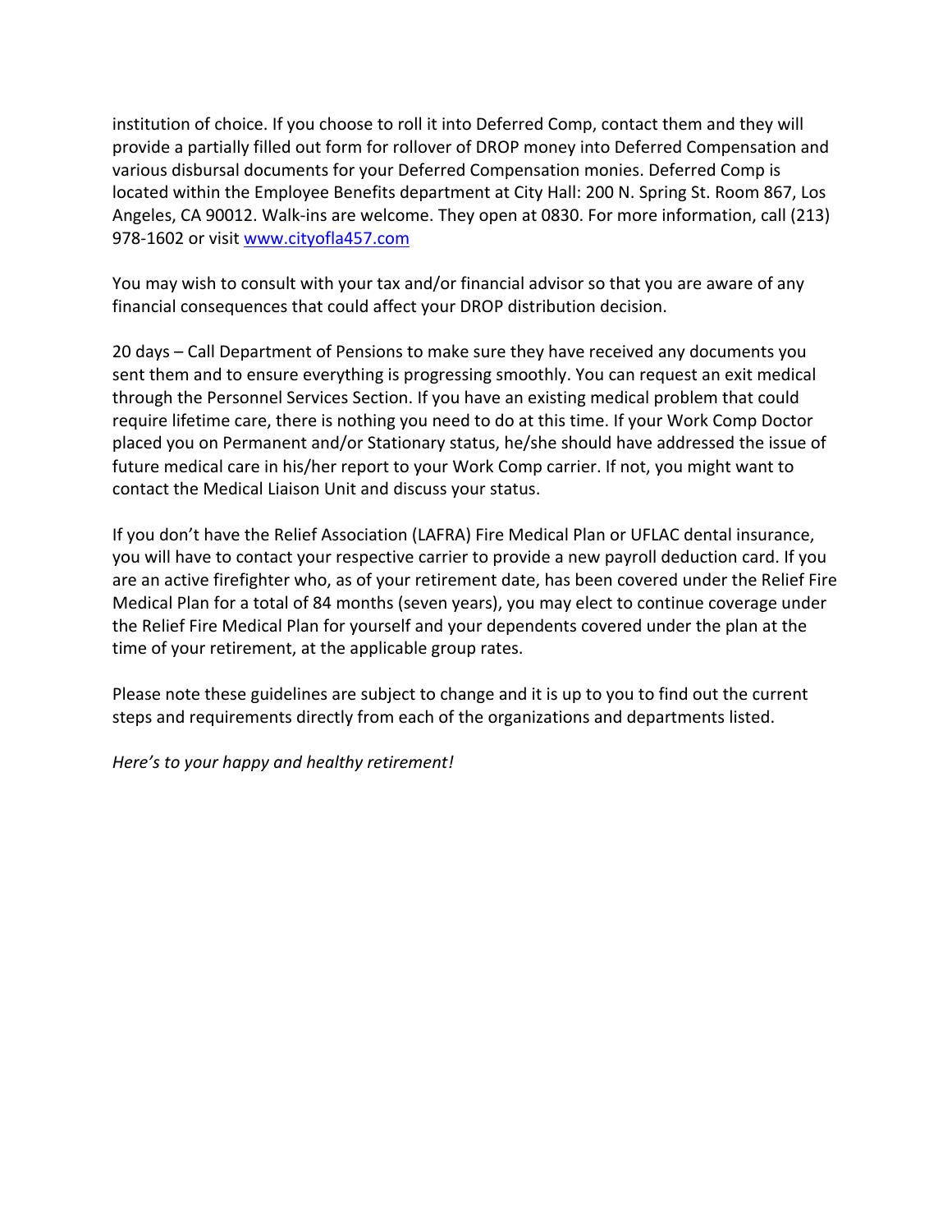institution of choice. If you choose to roll it into Deferred Comp, contact them and they will provide a partially filled out form for rollover of DROP money into Deferred Compensation and various disbursal documents for your Deferred Compensation monies. Deferred Comp is located within the Employee Benefits department at City Hall: 200 N. Spring St. Room 867, Los Angeles, CA 90012. Walk-ins are welcome. They open at 0830. For more information, call (213) 978-1602 or visit [www.cityofla457.com](http://www.cityofla457.com)

You may wish to consult with your tax and/or financial advisor so that you are aware of any financial consequences that could affect your DROP distribution decision.

20 days – Call Department of Pensions to make sure they have received any documents you sent them and to ensure everything is progressing smoothly. You can request an exit medical through the Personnel Services Section. If you have an existing medical problem that could require lifetime care, there is nothing you need to do at this time. If your Work Comp Doctor placed you on Permanent and/or Stationary status, he/she should have addressed the issue of future medical care in his/her report to your Work Comp carrier. If not, you might want to contact the Medical Liaison Unit and discuss your status.

If you don't have the Relief Association (LAFRA) Fire Medical Plan or UFLAC dental insurance, you will have to contact your respective carrier to provide a new payroll deduction card. If you are an active firefighter who, as of your retirement date, has been covered under the Relief Fire Medical Plan for a total of 84 months (seven years), you may elect to continue coverage under the Relief Fire Medical Plan for yourself and your dependents covered under the plan at the time of your retirement, at the applicable group rates.

Please note these guidelines are subject to change and it is up to you to find out the current steps and requirements directly from each of the organizations and departments listed.

*Here's to your happy and healthy retirement!*